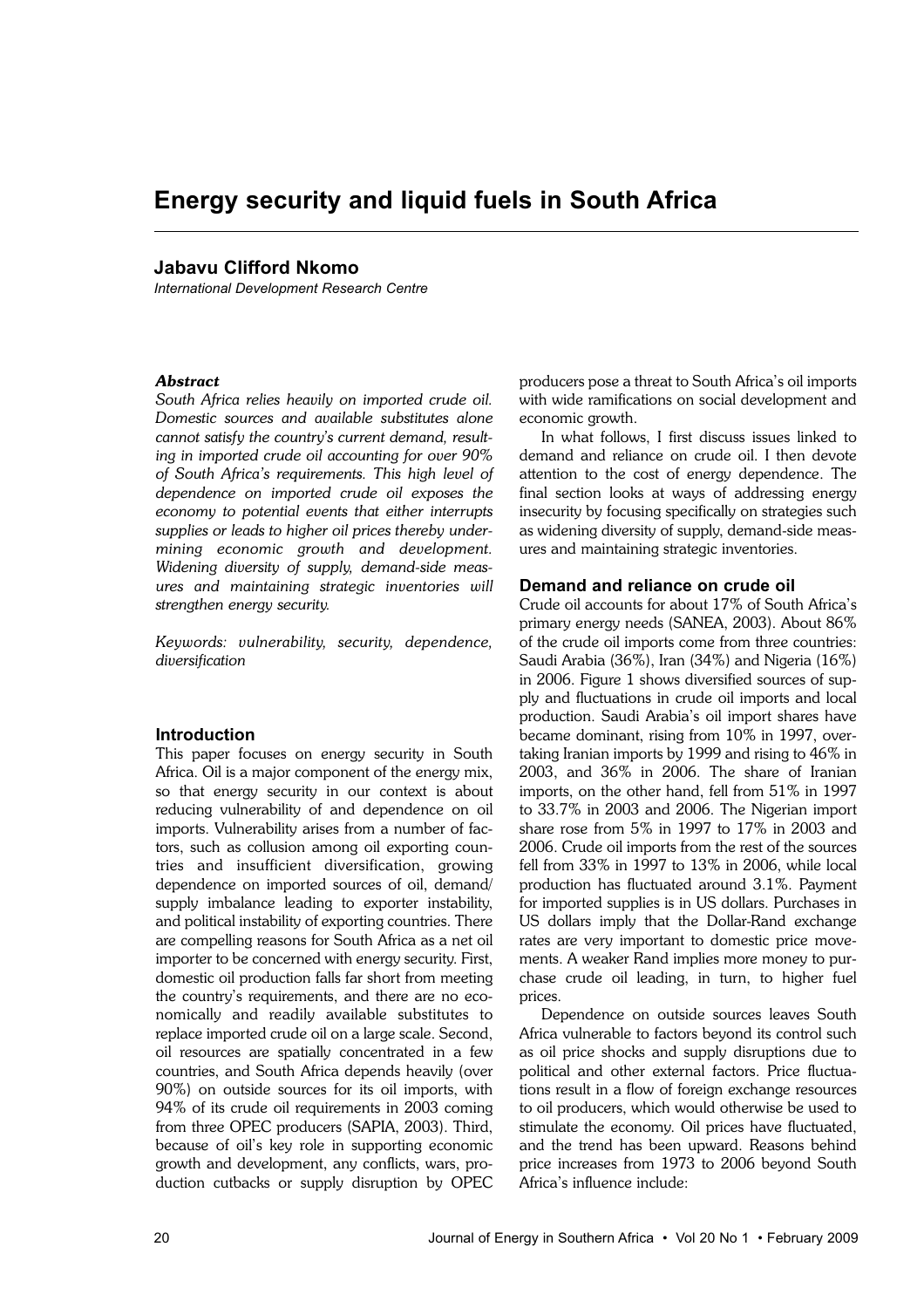# Energy security and liquid fuels in South Africa

**Jabavu Clifford Nkomo**

*International Development Research Centre*

***Abstract***

*South Africa relies heavily on imported crude oil. Domestic sources and available substitutes alone cannot satisfy the country's current demand, resulting in imported crude oil accounting for over 90% of South Africa's requirements. This high level of dependence on imported crude oil exposes the economy to potential events that either interrupts supplies or leads to higher oil prices thereby undermining economic growth and development. Widening diversity of supply, demand-side measures and maintaining strategic inventories will strengthen energy security.*

*Keywords: vulnerability, security, dependence, diversification*

## Introduction

This paper focuses on energy security in South Africa. Oil is a major component of the energy mix, so that energy security in our context is about reducing vulnerability of and dependence on oil imports. Vulnerability arises from a number of factors, such as collusion among oil exporting countries and insufficient diversification, growing dependence on imported sources of oil, demand/supply imbalance leading to exporter instability, and political instability of exporting countries. There are compelling reasons for South Africa as a net oil importer to be concerned with energy security. First, domestic oil production falls far short from meeting the country's requirements, and there are no economically and readily available substitutes to replace imported crude oil on a large scale. Second, oil resources are spatially concentrated in a few countries, and South Africa depends heavily (over 90%) on outside sources for its oil imports, with 94% of its crude oil requirements in 2003 coming from three OPEC producers (SAPIA, 2003). Third, because of oil's key role in supporting economic growth and development, any conflicts, wars, production cutbacks or supply disruption by OPEC producers pose a threat to South Africa's oil imports with wide ramifications on social development and economic growth.

In what follows, I first discuss issues linked to demand and reliance on crude oil. I then devote attention to the cost of energy dependence. The final section looks at ways of addressing energy insecurity by focusing specifically on strategies such as widening diversity of supply, demand-side measures and maintaining strategic inventories.

## Demand and reliance on crude oil

Crude oil accounts for about 17% of South Africa's primary energy needs (SANEA, 2003). About 86% of the crude oil imports come from three countries: Saudi Arabia (36%), Iran (34%) and Nigeria (16%) in 2006. Figure 1 shows diversified sources of supply and fluctuations in crude oil imports and local production. Saudi Arabia's oil import shares have became dominant, rising from 10% in 1997, overtaking Iranian imports by 1999 and rising to 46% in 2003, and 36% in 2006. The share of Iranian imports, on the other hand, fell from 51% in 1997 to 33.7% in 2003 and 2006. The Nigerian import share rose from 5% in 1997 to 17% in 2003 and 2006. Crude oil imports from the rest of the sources fell from 33% in 1997 to 13% in 2006, while local production has fluctuated around 3.1%. Payment for imported supplies is in US dollars. Purchases in US dollars imply that the Dollar-Rand exchange rates are very important to domestic price movements. A weaker Rand implies more money to purchase crude oil leading, in turn, to higher fuel prices.

Dependence on outside sources leaves South Africa vulnerable to factors beyond its control such as oil price shocks and supply disruptions due to political and other external factors. Price fluctuations result in a flow of foreign exchange resources to oil producers, which would otherwise be used to stimulate the economy. Oil prices have fluctuated, and the trend has been upward. Reasons behind price increases from 1973 to 2006 beyond South Africa's influence include: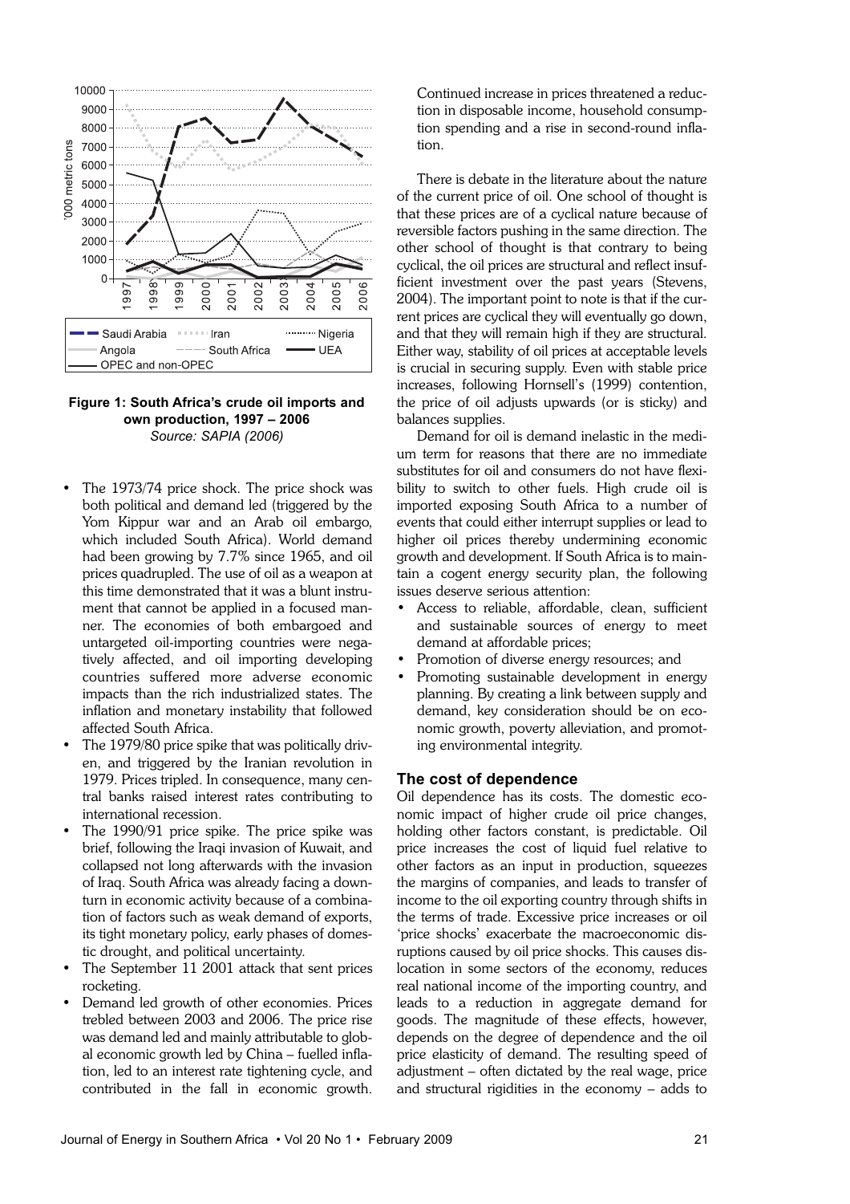**Figure 1: South Africa's crude oil imports and own production, 1997 – 2006**
*Source: SAPIA (2006)*

- The 1973/74 price shock. The price shock was both political and demand led (triggered by the Yom Kippur war and an Arab oil embargo, which included South Africa). World demand had been growing by 7.7% since 1965, and oil prices quadrupled. The use of oil as a weapon at this time demonstrated that it was a blunt instrument that cannot be applied in a focused manner. The economies of both embargoed and untargeted oil-importing countries were negatively affected, and oil importing developing countries suffered more adverse economic impacts than the rich industrialized states. The inflation and monetary instability that followed affected South Africa.
- The 1979/80 price spike that was politically driven, and triggered by the Iranian revolution in 1979. Prices tripled. In consequence, many central banks raised interest rates contributing to international recession.
- The 1990/91 price spike. The price spike was brief, following the Iraqi invasion of Kuwait, and collapsed not long afterwards with the invasion of Iraq. South Africa was already facing a downturn in economic activity because of a combination of factors such as weak demand of exports, its tight monetary policy, early phases of domestic drought, and political uncertainty.
- The September 11 2001 attack that sent prices rocketing.
- Demand led growth of other economies. Prices trebled between 2003 and 2006. The price rise was demand led and mainly attributable to global economic growth led by China – fuelled inflation, led to an interest rate tightening cycle, and contributed in the fall in economic growth. Continued increase in prices threatened a reduction in disposable income, household consumption spending and a rise in second-round inflation.

There is debate in the literature about the nature of the current price of oil. One school of thought is that these prices are of a cyclical nature because of reversible factors pushing in the same direction. The other school of thought is that contrary to being cyclical, the oil prices are structural and reflect insufficient investment over the past years (Stevens, 2004). The important point to note is that if the current prices are cyclical they will eventually go down, and that they will remain high if they are structural. Either way, stability of oil prices at acceptable levels is crucial in securing supply. Even with stable price increases, following Hornsell's (1999) contention, the price of oil adjusts upwards (or is sticky) and balances supplies.

Demand for oil is demand inelastic in the medium term for reasons that there are no immediate substitutes for oil and consumers do not have flexibility to switch to other fuels. High crude oil is imported exposing South Africa to a number of events that could either interrupt supplies or lead to higher oil prices thereby undermining economic growth and development. If South Africa is to maintain a cogent energy security plan, the following issues deserve serious attention:

- Access to reliable, affordable, clean, sufficient and sustainable sources of energy to meet demand at affordable prices;
- Promotion of diverse energy resources; and
- Promoting sustainable development in energy planning. By creating a link between supply and demand, key consideration should be on economic growth, poverty alleviation, and promoting environmental integrity.

## The cost of dependence

Oil dependence has its costs. The domestic economic impact of higher crude oil price changes, holding other factors constant, is predictable. Oil price increases the cost of liquid fuel relative to other factors as an input in production, squeezes the margins of companies, and leads to transfer of income to the oil exporting country through shifts in the terms of trade. Excessive price increases or oil 'price shocks' exacerbate the macroeconomic disruptions caused by oil price shocks. This causes dislocation in some sectors of the economy, reduces real national income of the importing country, and leads to a reduction in aggregate demand for goods. The magnitude of these effects, however, depends on the degree of dependence and the oil price elasticity of demand. The resulting speed of adjustment – often dictated by the real wage, price and structural rigidities in the economy – adds to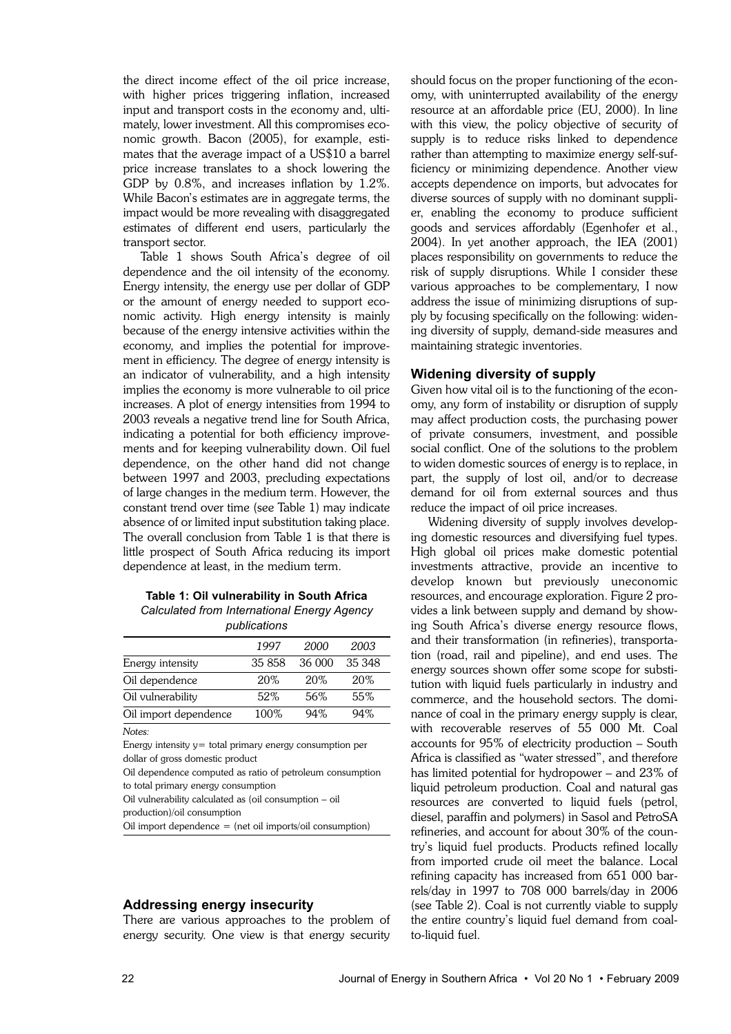the direct income effect of the oil price increase, with higher prices triggering inflation, increased input and transport costs in the economy and, ultimately, lower investment. All this compromises economic growth. Bacon (2005), for example, estimates that the average impact of a US$10 a barrel price increase translates to a shock lowering the GDP by 0.8%, and increases inflation by 1.2%. While Bacon's estimates are in aggregate terms, the impact would be more revealing with disaggregated estimates of different end users, particularly the transport sector.

Table 1 shows South Africa's degree of oil dependence and the oil intensity of the economy. Energy intensity, the energy use per dollar of GDP or the amount of energy needed to support economic activity. High energy intensity is mainly because of the energy intensive activities within the economy, and implies the potential for improvement in efficiency. The degree of energy intensity is an indicator of vulnerability, and a high intensity implies the economy is more vulnerable to oil price increases. A plot of energy intensities from 1994 to 2003 reveals a negative trend line for South Africa, indicating a potential for both efficiency improvements and for keeping vulnerability down. Oil fuel dependence, on the other hand did not change between 1997 and 2003, precluding expectations of large changes in the medium term. However, the constant trend over time (see Table 1) may indicate absence of or limited input substitution taking place. The overall conclusion from Table 1 is that there is little prospect of South Africa reducing its import dependence at least, in the medium term.

**Table 1: Oil vulnerability in South Africa**
*Calculated from International Energy Agency publications*

| | *1997* | *2000* | *2003* |
|---|---|---|---|
| Energy intensity | 35 858 | 36 000 | 35 348 |
| Oil dependence | 20% | 20% | 20% |
| Oil vulnerability | 52% | 56% | 55% |
| Oil import dependence | 100% | 94% | 94% |

*Notes:*

Energy intensity y= total primary energy consumption per dollar of gross domestic product

Oil dependence computed as ratio of petroleum consumption to total primary energy consumption

Oil vulnerability calculated as (oil consumption – oil production)/oil consumption

Oil import dependence = (net oil imports/oil consumption)

## Addressing energy insecurity

There are various approaches to the problem of energy security. One view is that energy security should focus on the proper functioning of the economy, with uninterrupted availability of the energy resource at an affordable price (EU, 2000). In line with this view, the policy objective of security of supply is to reduce risks linked to dependence rather than attempting to maximize energy self-sufficiency or minimizing dependence. Another view accepts dependence on imports, but advocates for diverse sources of supply with no dominant supplier, enabling the economy to produce sufficient goods and services affordably (Egenhofer et al., 2004). In yet another approach, the IEA (2001) places responsibility on governments to reduce the risk of supply disruptions. While I consider these various approaches to be complementary, I now address the issue of minimizing disruptions of supply by focusing specifically on the following: widening diversity of supply, demand-side measures and maintaining strategic inventories.

## Widening diversity of supply

Given how vital oil is to the functioning of the economy, any form of instability or disruption of supply may affect production costs, the purchasing power of private consumers, investment, and possible social conflict. One of the solutions to the problem to widen domestic sources of energy is to replace, in part, the supply of lost oil, and/or to decrease demand for oil from external sources and thus reduce the impact of oil price increases.

Widening diversity of supply involves developing domestic resources and diversifying fuel types. High global oil prices make domestic potential investments attractive, provide an incentive to develop known but previously uneconomic resources, and encourage exploration. Figure 2 provides a link between supply and demand by showing South Africa's diverse energy resource flows, and their transformation (in refineries), transportation (road, rail and pipeline), and end uses. The energy sources shown offer some scope for substitution with liquid fuels particularly in industry and commerce, and the household sectors. The dominance of coal in the primary energy supply is clear, with recoverable reserves of 55 000 Mt. Coal accounts for 95% of electricity production – South Africa is classified as "water stressed", and therefore has limited potential for hydropower – and 23% of liquid petroleum production. Coal and natural gas resources are converted to liquid fuels (petrol, diesel, paraffin and polymers) in Sasol and PetroSA refineries, and account for about 30% of the country's liquid fuel products. Products refined locally from imported crude oil meet the balance. Local refining capacity has increased from 651 000 barrels/day in 1997 to 708 000 barrels/day in 2006 (see Table 2). Coal is not currently viable to supply the entire country's liquid fuel demand from coal-to-liquid fuel.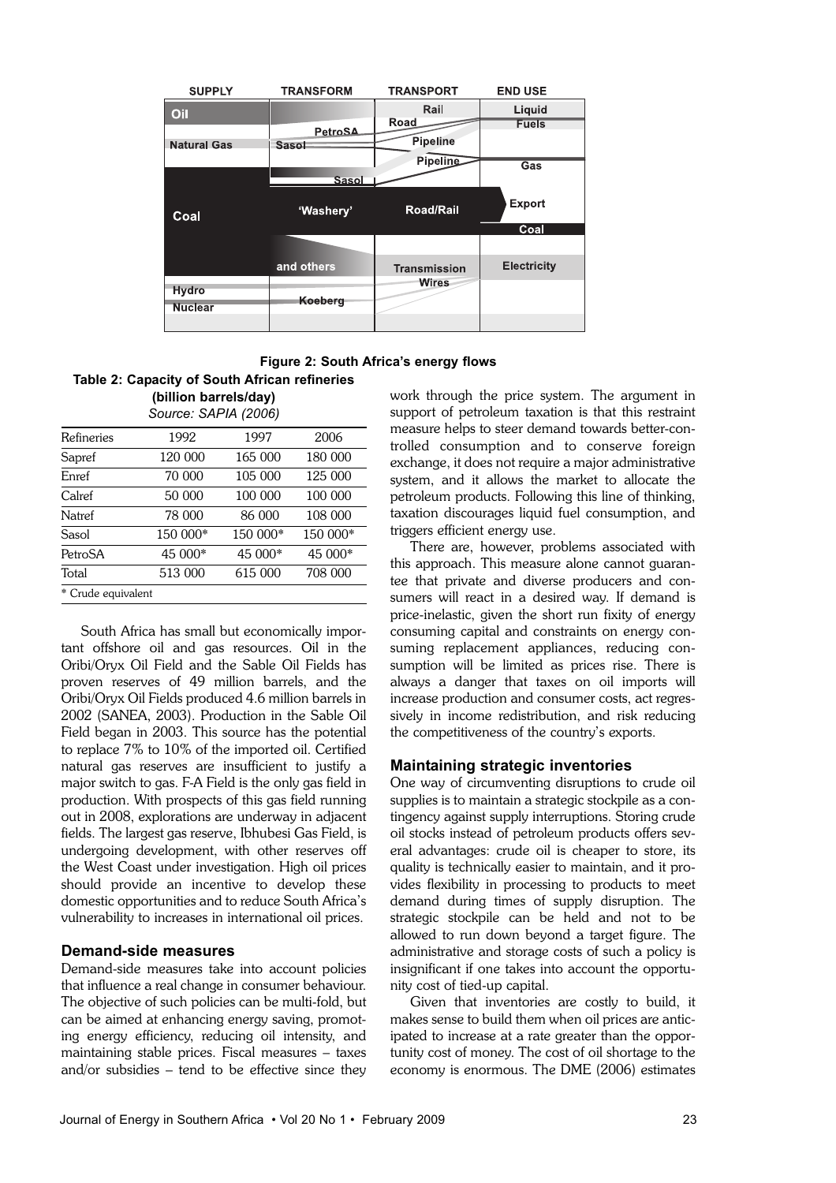SUPPLY | TRANSFORM | TRANSPORT | END USE

Oil | PetroSA | Rail | Liquid Fuels
Natural Gas | Sasol | Road | Gas
Coal | Sasol | Pipeline | Export
| 'Washery' | Pipeline | Coal
| and others | Road/Rail | Electricity
Hydro | Koeberg | Transmission Wires |
Nuclear | | |

**Figure 2: South Africa's energy flows**

**Table 2: Capacity of South African refineries (billion barrels/day)**
*Source: SAPIA (2006)*

| Refineries | 1992 | 1997 | 2006 |
|---|---|---|---|
| Sapref | 120 000 | 165 000 | 180 000 |
| Enref | 70 000 | 105 000 | 125 000 |
| Calref | 50 000 | 100 000 | 100 000 |
| Natref | 78 000 | 86 000 | 108 000 |
| Sasol | 150 000* | 150 000* | 150 000* |
| PetroSA | 45 000* | 45 000* | 45 000* |
| Total | 513 000 | 615 000 | 708 000 |

\* Crude equivalent

South Africa has small but economically important offshore oil and gas resources. Oil in the Oribi/Oryx Oil Field and the Sable Oil Fields has proven reserves of 49 million barrels, and the Oribi/Oryx Oil Fields produced 4.6 million barrels in 2002 (SANEA, 2003). Production in the Sable Oil Field began in 2003. This source has the potential to replace 7% to 10% of the imported oil. Certified natural gas reserves are insufficient to justify a major switch to gas. F-A Field is the only gas field in production. With prospects of this gas field running out in 2008, explorations are underway in adjacent fields. The largest gas reserve, Ibhubesi Gas Field, is undergoing development, with other reserves off the West Coast under investigation. High oil prices should provide an incentive to develop these domestic opportunities and to reduce South Africa's vulnerability to increases in international oil prices.

### Demand-side measures

Demand-side measures take into account policies that influence a real change in consumer behaviour. The objective of such policies can be multi-fold, but can be aimed at enhancing energy saving, promoting energy efficiency, reducing oil intensity, and maintaining stable prices. Fiscal measures – taxes and/or subsidies – tend to be effective since they work through the price system. The argument in support of petroleum taxation is that this restraint measure helps to steer demand towards better-controlled consumption and to conserve foreign exchange, it does not require a major administrative system, and it allows the market to allocate the petroleum products. Following this line of thinking, taxation discourages liquid fuel consumption, and triggers efficient energy use.

There are, however, problems associated with this approach. This measure alone cannot guarantee that private and diverse producers and consumers will react in a desired way. If demand is price-inelastic, given the short run fixity of energy consuming capital and constraints on energy consuming replacement appliances, reducing consumption will be limited as prices rise. There is always a danger that taxes on oil imports will increase production and consumer costs, act regressively in income redistribution, and risk reducing the competitiveness of the country's exports.

### Maintaining strategic inventories

One way of circumventing disruptions to crude oil supplies is to maintain a strategic stockpile as a contingency against supply interruptions. Storing crude oil stocks instead of petroleum products offers several advantages: crude oil is cheaper to store, its quality is technically easier to maintain, and it provides flexibility in processing to products to meet demand during times of supply disruption. The strategic stockpile can be held and not to be allowed to run down beyond a target figure. The administrative and storage costs of such a policy is insignificant if one takes into account the opportunity cost of tied-up capital.

Given that inventories are costly to build, it makes sense to build them when oil prices are anticipated to increase at a rate greater than the opportunity cost of money. The cost of oil shortage to the economy is enormous. The DME (2006) estimates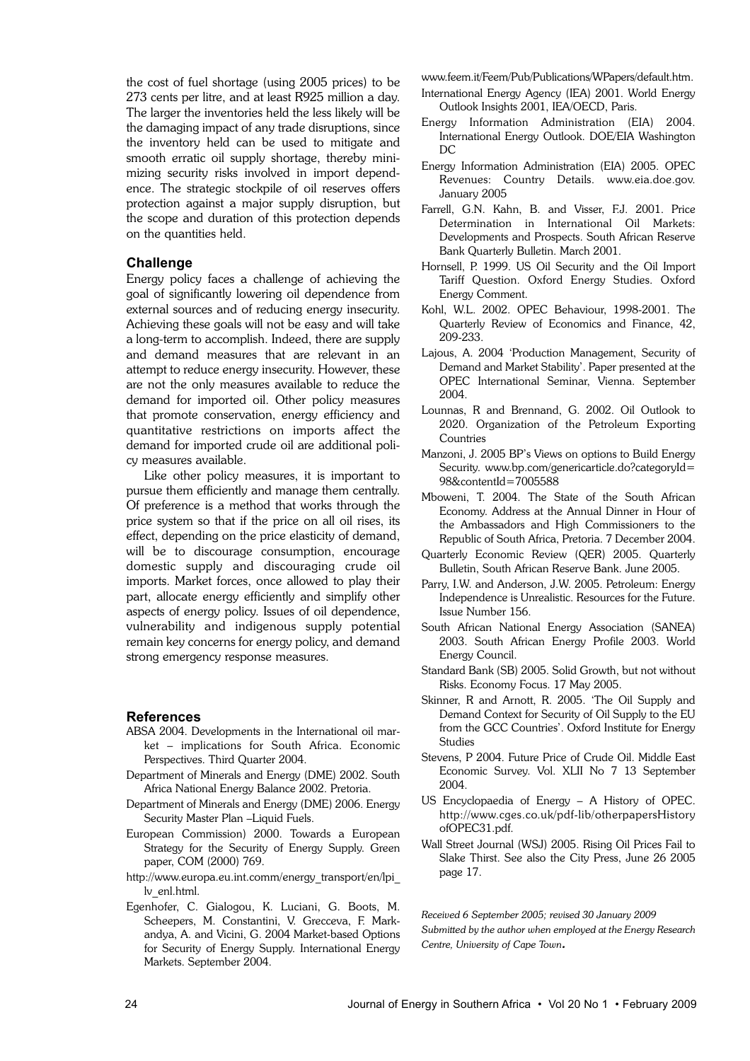the cost of fuel shortage (using 2005 prices) to be 273 cents per litre, and at least R925 million a day. The larger the inventories held the less likely will be the damaging impact of any trade disruptions, since the inventory held can be used to mitigate and smooth erratic oil supply shortage, thereby minimizing security risks involved in import dependence. The strategic stockpile of oil reserves offers protection against a major supply disruption, but the scope and duration of this protection depends on the quantities held.

## Challenge

Energy policy faces a challenge of achieving the goal of significantly lowering oil dependence from external sources and of reducing energy insecurity. Achieving these goals will not be easy and will take a long-term to accomplish. Indeed, there are supply and demand measures that are relevant in an attempt to reduce energy insecurity. However, these are not the only measures available to reduce the demand for imported oil. Other policy measures that promote conservation, energy efficiency and quantitative restrictions on imports affect the demand for imported crude oil are additional policy measures available.

Like other policy measures, it is important to pursue them efficiently and manage them centrally. Of preference is a method that works through the price system so that if the price on all oil rises, its effect, depending on the price elasticity of demand, will be to discourage consumption, encourage domestic supply and discouraging crude oil imports. Market forces, once allowed to play their part, allocate energy efficiently and simplify other aspects of energy policy. Issues of oil dependence, vulnerability and indigenous supply potential remain key concerns for energy policy, and demand strong emergency response measures.

## References

ABSA 2004. Developments in the International oil market – implications for South Africa. Economic Perspectives. Third Quarter 2004.

Department of Minerals and Energy (DME) 2002. South Africa National Energy Balance 2002. Pretoria.

Department of Minerals and Energy (DME) 2006. Energy Security Master Plan –Liquid Fuels.

European Commission) 2000. Towards a European Strategy for the Security of Energy Supply. Green paper, COM (2000) 769.

http://www.europa.eu.int.comm/energy_transport/en/lpi_lv_enl.html.

Egenhofer, C. Gialogou, K. Luciani, G. Boots, M. Scheepers, M. Constantini, V. Grecceva, F. Markandya, A. and Vicini, G. 2004 Market-based Options for Security of Energy Supply. International Energy Markets. September 2004.

www.feem.it/Feem/Pub/Publications/WPapers/default.htm.

International Energy Agency (IEA) 2001. World Energy Outlook Insights 2001, IEA/OECD, Paris.

Energy Information Administration (EIA) 2004. International Energy Outlook. DOE/EIA Washington DC

Energy Information Administration (EIA) 2005. OPEC Revenues: Country Details. www.eia.doe.gov. January 2005

Farrell, G.N. Kahn, B. and Visser, F.J. 2001. Price Determination in International Oil Markets: Developments and Prospects. South African Reserve Bank Quarterly Bulletin. March 2001.

Hornsell, P. 1999. US Oil Security and the Oil Import Tariff Question. Oxford Energy Studies. Oxford Energy Comment.

Kohl, W.L. 2002. OPEC Behaviour, 1998-2001. The Quarterly Review of Economics and Finance, 42, 209-233.

Lajous, A. 2004 'Production Management, Security of Demand and Market Stability'. Paper presented at the OPEC International Seminar, Vienna. September 2004.

Lounnas, R and Brennand, G. 2002. Oil Outlook to 2020. Organization of the Petroleum Exporting Countries

Manzoni, J. 2005 BP's Views on options to Build Energy Security. www.bp.com/genericarticle.do?categoryId=98&contentId=7005588

Mboweni, T. 2004. The State of the South African Economy. Address at the Annual Dinner in Hour of the Ambassadors and High Commissioners to the Republic of South Africa, Pretoria. 7 December 2004.

Quarterly Economic Review (QER) 2005. Quarterly Bulletin, South African Reserve Bank. June 2005.

Parry, I.W. and Anderson, J.W. 2005. Petroleum: Energy Independence is Unrealistic. Resources for the Future. Issue Number 156.

South African National Energy Association (SANEA) 2003. South African Energy Profile 2003. World Energy Council.

Standard Bank (SB) 2005. Solid Growth, but not without Risks. Economy Focus. 17 May 2005.

Skinner, R and Arnott, R. 2005. 'The Oil Supply and Demand Context for Security of Oil Supply to the EU from the GCC Countries'. Oxford Institute for Energy Studies

Stevens, P 2004. Future Price of Crude Oil. Middle East Economic Survey. Vol. XLII No 7 13 September 2004.

US Encyclopaedia of Energy – A History of OPEC. http://www.cges.co.uk/pdf-lib/otherpapersHistoryofOPEC31.pdf.

Wall Street Journal (WSJ) 2005. Rising Oil Prices Fail to Slake Thirst. See also the City Press, June 26 2005 page 17.

*Received 6 September 2005; revised 30 January 2009*

*Submitted by the author when employed at the Energy Research Centre, University of Cape Town.*